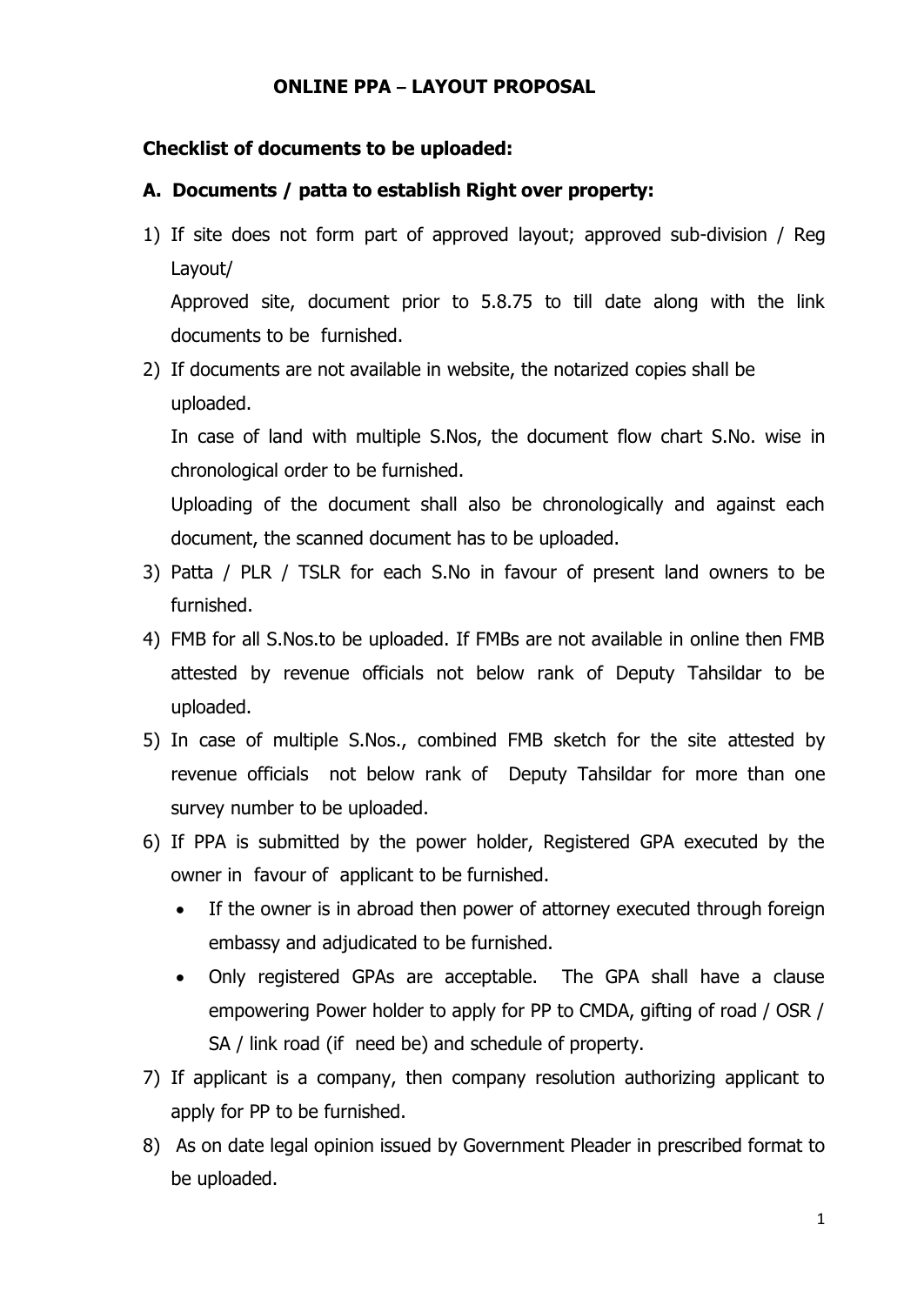# ONLINE PPA – LAYOUT PROPOSAL

## Checklist of documents to be uploaded:

### A. Documents / patta to establish Right over property:

1) If site does not form part of approved layout; approved sub-division / Reg Layout/

   Approved site, document prior to 5.8.75 to till date along with the link documents to be furnished.

2) If documents are not available in website, the notarized copies shall be uploaded.

   In case of land with multiple S.Nos, the document flow chart S.No. wise in chronological order to be furnished.

   Uploading of the document shall also be chronologically and against each document, the scanned document has to be uploaded.

3) Patta / PLR / TSLR for each S.No in favour of present land owners to be furnished.

4) FMB for all S.Nos.to be uploaded. If FMBs are not available in online then FMB attested by revenue officials not below rank of Deputy Tahsildar to be uploaded.

5) In case of multiple S.Nos., combined FMB sketch for the site attested by revenue officials not below rank of Deputy Tahsildar for more than one survey number to be uploaded.

6) If PPA is submitted by the power holder, Registered GPA executed by the owner in favour of applicant to be furnished.
   - If the owner is in abroad then power of attorney executed through foreign embassy and adjudicated to be furnished.
   - Only registered GPAs are acceptable. The GPA shall have a clause empowering Power holder to apply for PP to CMDA, gifting of road / OSR / SA / link road (if need be) and schedule of property.

7) If applicant is a company, then company resolution authorizing applicant to apply for PP to be furnished.

8) As on date legal opinion issued by Government Pleader in prescribed format to be uploaded.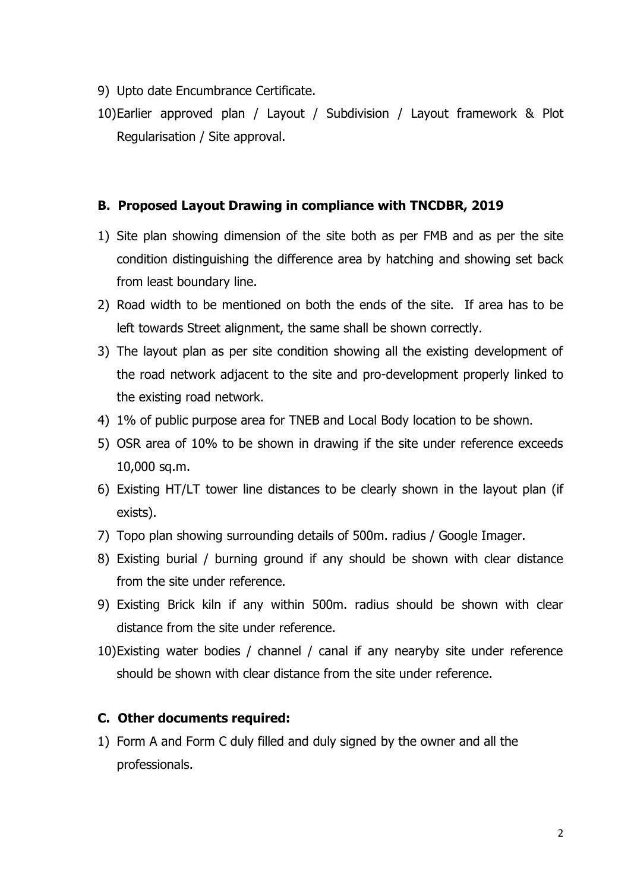9) Upto date Encumbrance Certificate.
10) Earlier approved plan / Layout / Subdivision / Layout framework & Plot Regularisation / Site approval.

## B. Proposed Layout Drawing in compliance with TNCDBR, 2019

1) Site plan showing dimension of the site both as per FMB and as per the site condition distinguishing the difference area by hatching and showing set back from least boundary line.
2) Road width to be mentioned on both the ends of the site. If area has to be left towards Street alignment, the same shall be shown correctly.
3) The layout plan as per site condition showing all the existing development of the road network adjacent to the site and pro-development properly linked to the existing road network.
4) 1% of public purpose area for TNEB and Local Body location to be shown.
5) OSR area of 10% to be shown in drawing if the site under reference exceeds 10,000 sq.m.
6) Existing HT/LT tower line distances to be clearly shown in the layout plan (if exists).
7) Topo plan showing surrounding details of 500m. radius / Google Imager.
8) Existing burial / burning ground if any should be shown with clear distance from the site under reference.
9) Existing Brick kiln if any within 500m. radius should be shown with clear distance from the site under reference.
10) Existing water bodies / channel / canal if any nearyby site under reference should be shown with clear distance from the site under reference.

## C. Other documents required:

1) Form A and Form C duly filled and duly signed by the owner and all the professionals.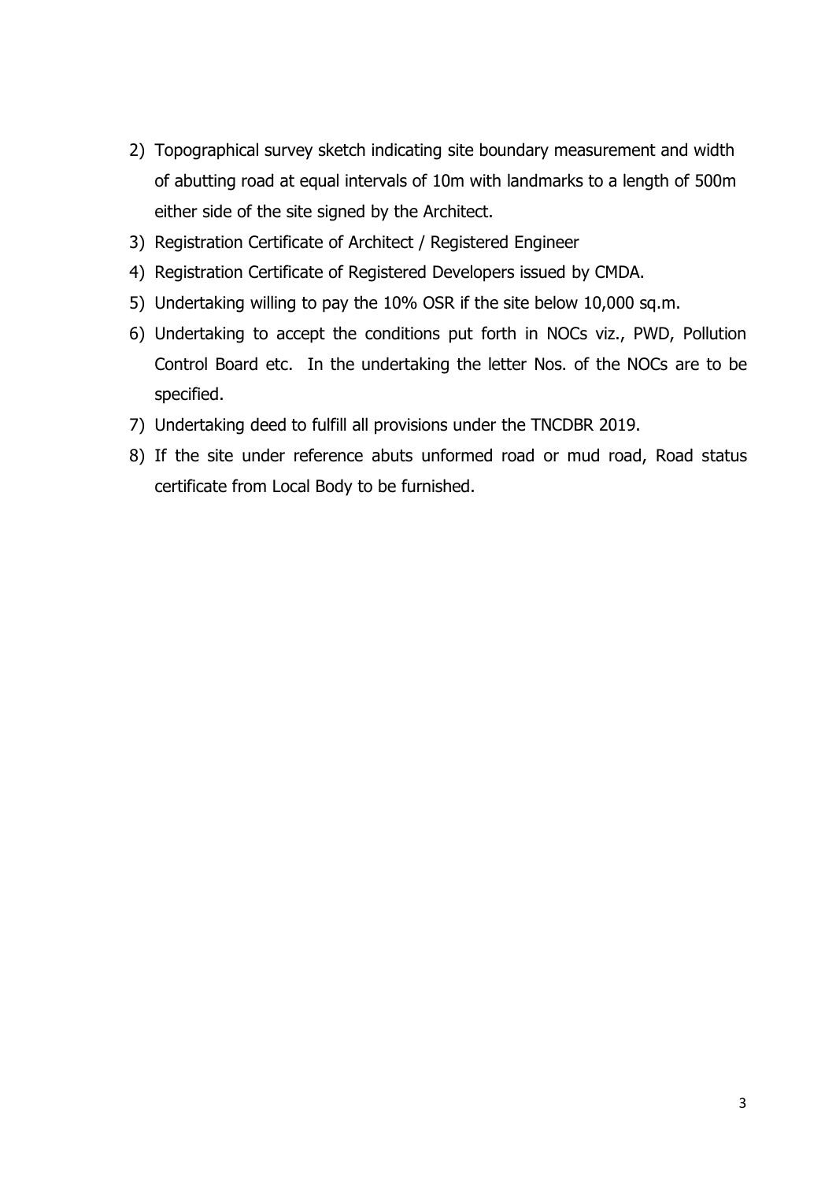2) Topographical survey sketch indicating site boundary measurement and width of abutting road at equal intervals of 10m with landmarks to a length of 500m either side of the site signed by the Architect.
3) Registration Certificate of Architect / Registered Engineer
4) Registration Certificate of Registered Developers issued by CMDA.
5) Undertaking willing to pay the 10% OSR if the site below 10,000 sq.m.
6) Undertaking to accept the conditions put forth in NOCs viz., PWD, Pollution Control Board etc. In the undertaking the letter Nos. of the NOCs are to be specified.
7) Undertaking deed to fulfill all provisions under the TNCDBR 2019.
8) If the site under reference abuts unformed road or mud road, Road status certificate from Local Body to be furnished.